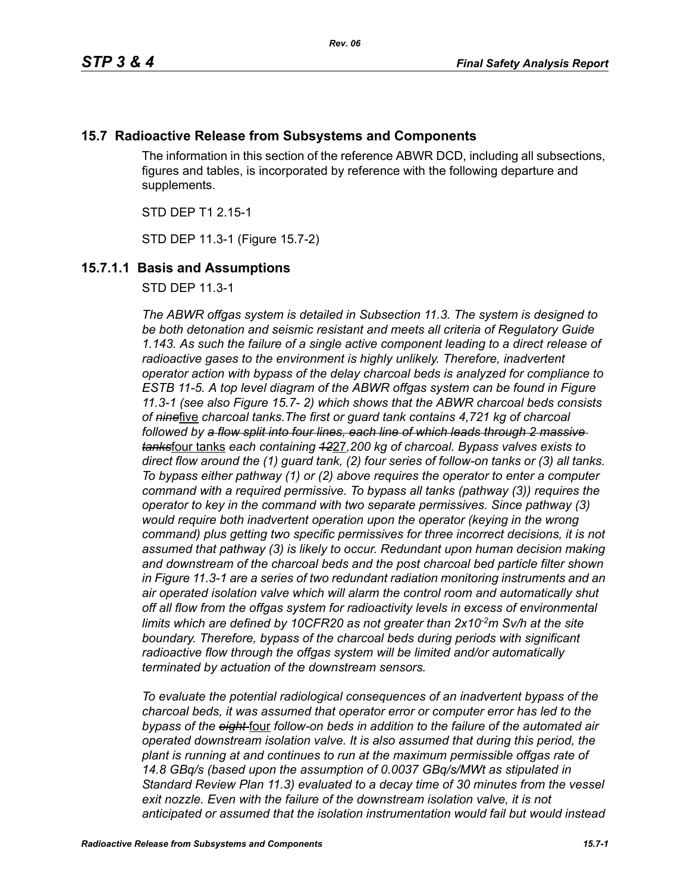## 15.7 Radioactive Release from Subsystems and Components

The information in this section of the reference ABWR DCD, including all subsections, figures and tables, is incorporated by reference with the following departure and supplements.

STD DEP T1 2.15-1

STD DEP 11.3-1 (Figure 15.7-2)

### 15.7.1.1 Basis and Assumptions

STD DEP 11.3-1

*The ABWR offgas system is detailed in Subsection 11.3. The system is designed to be both detonation and seismic resistant and meets all criteria of Regulatory Guide 1.143. As such the failure of a single active component leading to a direct release of radioactive gases to the environment is highly unlikely. Therefore, inadvertent operator action with bypass of the delay charcoal beds is analyzed for compliance to ESTB 11-5. A top level diagram of the ABWR offgas system can be found in Figure 11.3-1 (see also Figure 15.7- 2) which shows that the ABWR charcoal beds consists of ~~nine~~*five *charcoal tanks.The first or guard tank contains 4,721 kg of charcoal followed by ~~a flow split into four lines, each line of which leads through 2 massive tanks~~*four tanks *each containing ~~12~~*27*,200 kg of charcoal. Bypass valves exists to direct flow around the (1) guard tank, (2) four series of follow-on tanks or (3) all tanks. To bypass either pathway (1) or (2) above requires the operator to enter a computer command with a required permissive. To bypass all tanks (pathway (3)) requires the operator to key in the command with two separate permissives. Since pathway (3) would require both inadvertent operation upon the operator (keying in the wrong command) plus getting two specific permissives for three incorrect decisions, it is not assumed that pathway (3) is likely to occur. Redundant upon human decision making and downstream of the charcoal beds and the post charcoal bed particle filter shown in Figure 11.3-1 are a series of two redundant radiation monitoring instruments and an air operated isolation valve which will alarm the control room and automatically shut off all flow from the offgas system for radioactivity levels in excess of environmental limits which are defined by 10CFR20 as not greater than $2x10^{-2}m$ Sv/h at the site boundary. Therefore, bypass of the charcoal beds during periods with significant radioactive flow through the offgas system will be limited and/or automatically terminated by actuation of the downstream sensors.*

*To evaluate the potential radiological consequences of an inadvertent bypass of the charcoal beds, it was assumed that operator error or computer error has led to the bypass of the ~~eight~~* four *follow-on beds in addition to the failure of the automated air operated downstream isolation valve. It is also assumed that during this period, the plant is running at and continues to run at the maximum permissible offgas rate of 14.8 GBq/s (based upon the assumption of 0.0037 GBq/s/MWt as stipulated in Standard Review Plan 11.3) evaluated to a decay time of 30 minutes from the vessel exit nozzle. Even with the failure of the downstream isolation valve, it is not anticipated or assumed that the isolation instrumentation would fail but would instead*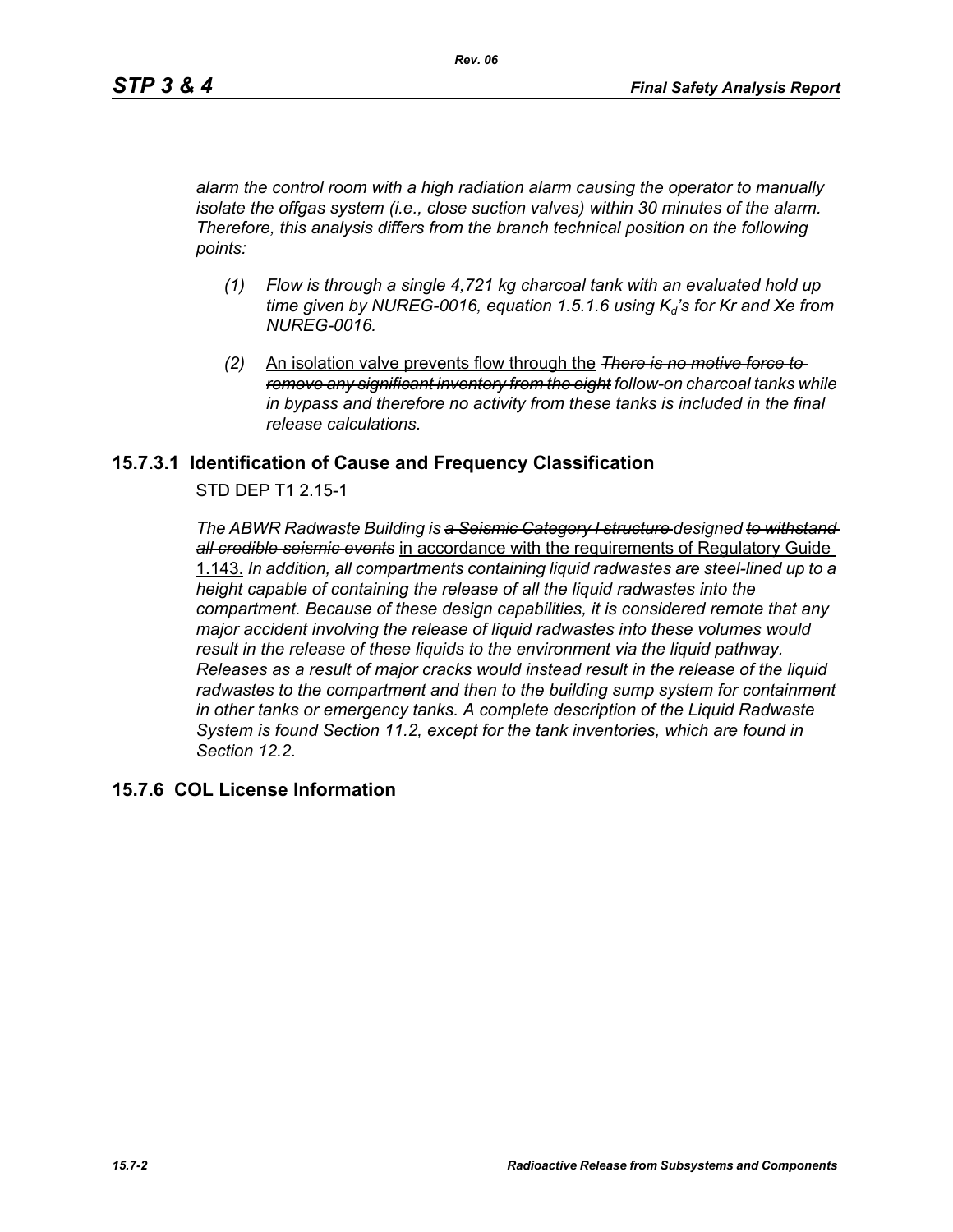*alarm the control room with a high radiation alarm causing the operator to manually isolate the offgas system (i.e., close suction valves) within 30 minutes of the alarm. Therefore, this analysis differs from the branch technical position on the following points:*

*(1) Flow is through a single 4,721 kg charcoal tank with an evaluated hold up time given by NUREG-0016, equation 1.5.1.6 using $K_d$'s for Kr and Xe from NUREG-0016.*

*(2)* An isolation valve prevents flow through the ~~*There is no motive force to remove any significant inventory from the eight*~~ *follow-on charcoal tanks while in bypass and therefore no activity from these tanks is included in the final release calculations.*

## 15.7.3.1 Identification of Cause and Frequency Classification

STD DEP T1 2.15-1

*The ABWR Radwaste Building is* ~~*a Seismic Category I structure*~~ *designed* ~~*to withstand all credible seismic events*~~ in accordance with the requirements of Regulatory Guide 1.143. *In addition, all compartments containing liquid radwastes are steel-lined up to a height capable of containing the release of all the liquid radwastes into the compartment. Because of these design capabilities, it is considered remote that any major accident involving the release of liquid radwastes into these volumes would result in the release of these liquids to the environment via the liquid pathway. Releases as a result of major cracks would instead result in the release of the liquid radwastes to the compartment and then to the building sump system for containment in other tanks or emergency tanks. A complete description of the Liquid Radwaste System is found Section 11.2, except for the tank inventories, which are found in Section 12.2.*

## 15.7.6 COL License Information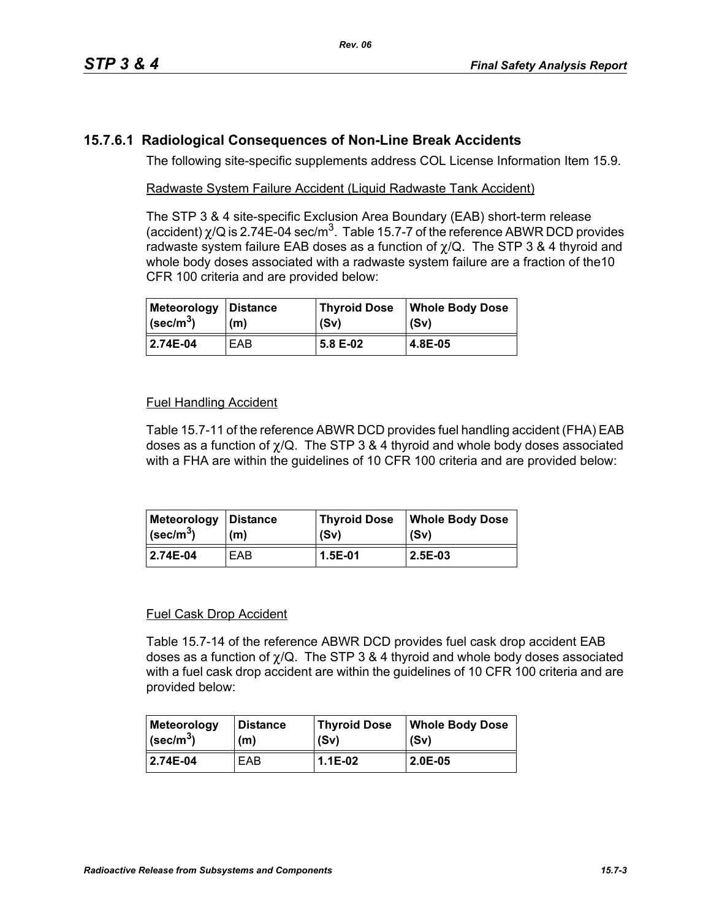### 15.7.6.1 Radiological Consequences of Non-Line Break Accidents

The following site-specific supplements address COL License Information Item 15.9.

Radwaste System Failure Accident (Liquid Radwaste Tank Accident)

The STP 3 & 4 site-specific Exclusion Area Boundary (EAB) short-term release (accident) $\chi$/Q is 2.74E-04 sec/m$^3$. Table 15.7-7 of the reference ABWR DCD provides radwaste system failure EAB doses as a function of $\chi$/Q. The STP 3 & 4 thyroid and whole body doses associated with a radwaste system failure are a fraction of the10 CFR 100 criteria and are provided below:

| Meteorology (sec/m$^3$) | Distance (m) | Thyroid Dose (Sv) | Whole Body Dose (Sv) |
|---|---|---|---|
| **2.74E-04** | EAB | **5.8 E-02** | **4.8E-05** |

Fuel Handling Accident

Table 15.7-11 of the reference ABWR DCD provides fuel handling accident (FHA) EAB doses as a function of $\chi$/Q. The STP 3 & 4 thyroid and whole body doses associated with a FHA are within the guidelines of 10 CFR 100 criteria and are provided below:

| Meteorology (sec/m$^3$) | Distance (m) | Thyroid Dose (Sv) | Whole Body Dose (Sv) |
|---|---|---|---|
| **2.74E-04** | EAB | **1.5E-01** | **2.5E-03** |

Fuel Cask Drop Accident

Table 15.7-14 of the reference ABWR DCD provides fuel cask drop accident EAB doses as a function of $\chi$/Q. The STP 3 & 4 thyroid and whole body doses associated with a fuel cask drop accident are within the guidelines of 10 CFR 100 criteria and are provided below:

| Meteorology (sec/m$^3$) | Distance (m) | Thyroid Dose (Sv) | Whole Body Dose (Sv) |
|---|---|---|---|
| **2.74E-04** | EAB | **1.1E-02** | **2.0E-05** |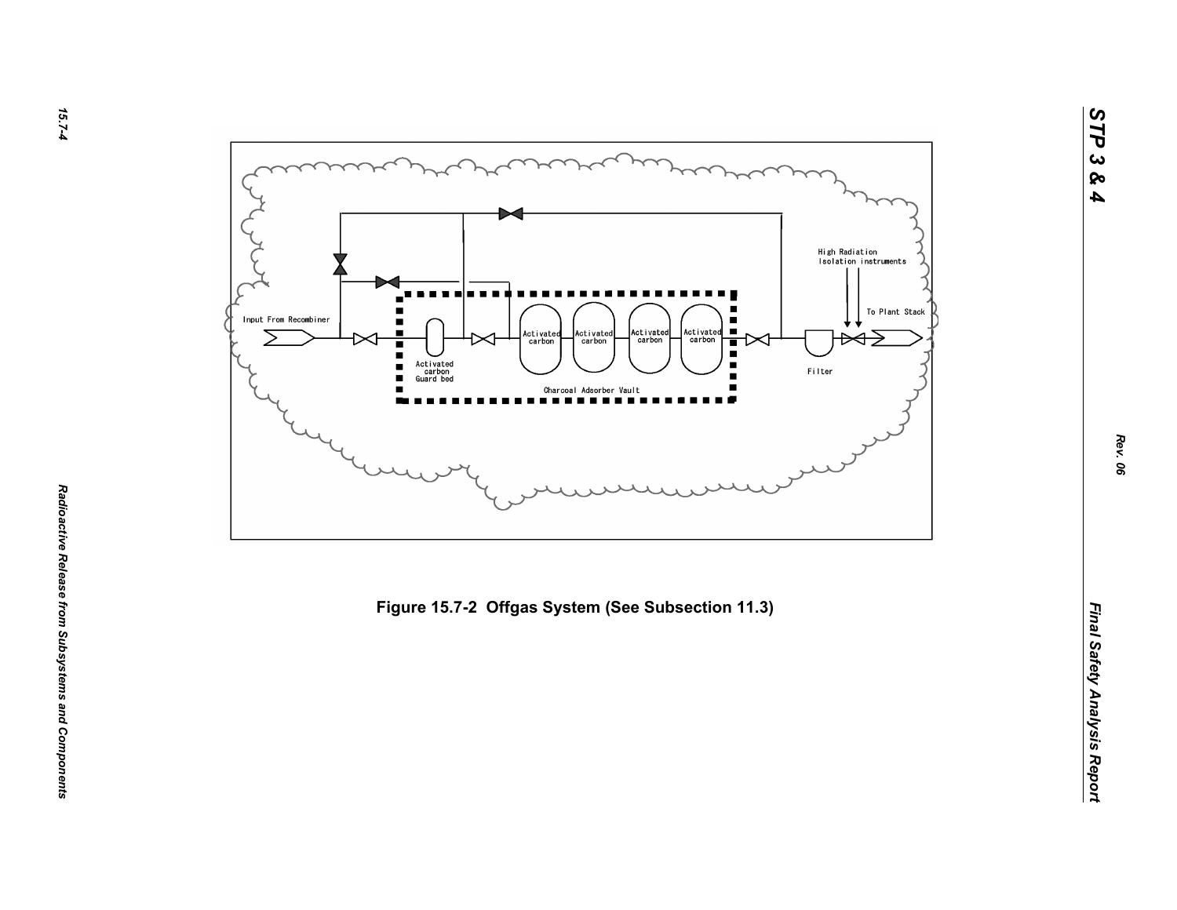Input From Recombiner

Activated carbon Guard bed

Activated carbon

Activated carbon

Activated carbon

Activated carbon

Charcoal Adsorber Vault

Filter

High Radiation Isolation instruments

To Plant Stack

Figure 15.7-2 Offgas System (See Subsection 11.3)